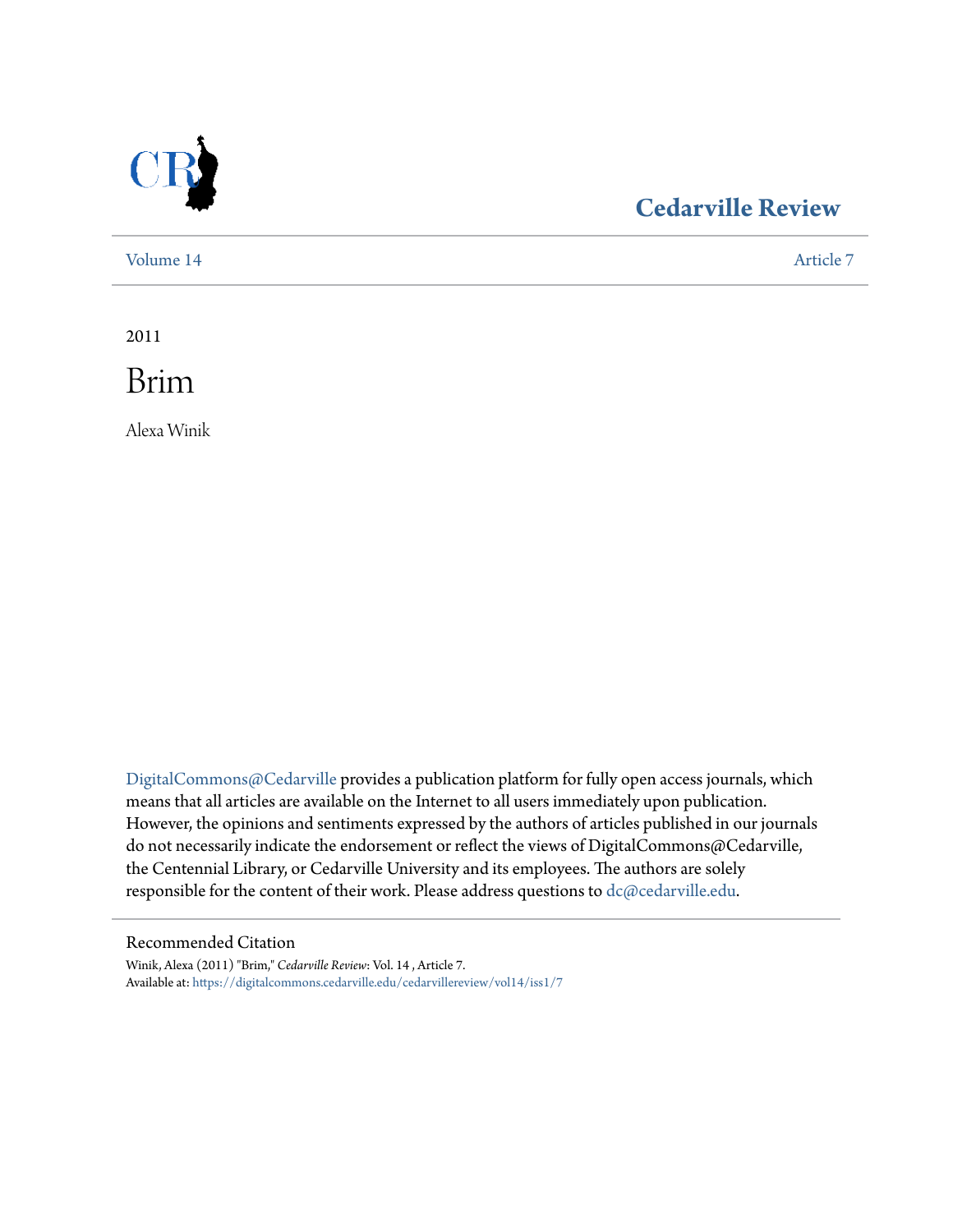Cedarville Review

Volume 14 | Article 7

2011

# Brim

Alexa Winik

DigitalCommons@Cedarville provides a publication platform for fully open access journals, which means that all articles are available on the Internet to all users immediately upon publication. However, the opinions and sentiments expressed by the authors of articles published in our journals do not necessarily indicate the endorsement or reflect the views of DigitalCommons@Cedarville, the Centennial Library, or Cedarville University and its employees. The authors are solely responsible for the content of their work. Please address questions to dc@cedarville.edu.

## Recommended Citation

Winik, Alexa (2011) "Brim," *Cedarville Review*: Vol. 14 , Article 7.
Available at: https://digitalcommons.cedarville.edu/cedarvillereview/vol14/iss1/7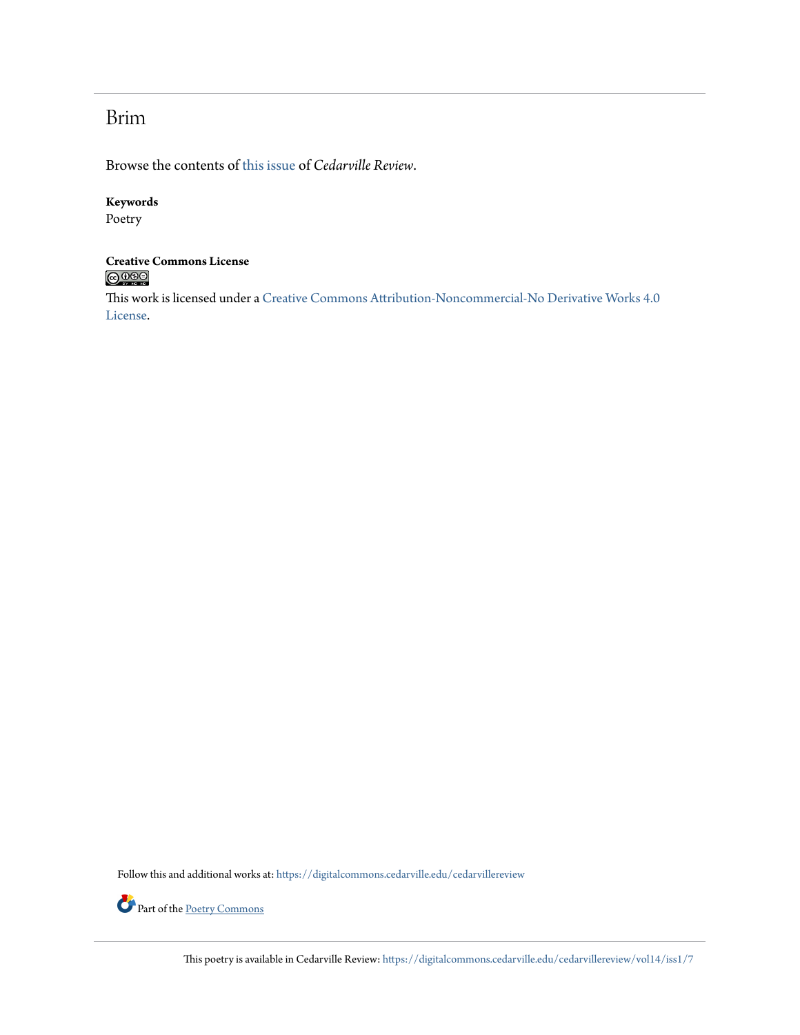## Brim

Browse the contents of this issue of *Cedarville Review*.

**Keywords**
Poetry

**Creative Commons License**

This work is licensed under a Creative Commons Attribution-Noncommercial-No Derivative Works 4.0 License.

Follow this and additional works at: https://digitalcommons.cedarville.edu/cedarvillereview

Part of the Poetry Commons

This poetry is available in Cedarville Review: https://digitalcommons.cedarville.edu/cedarvillereview/vol14/iss1/7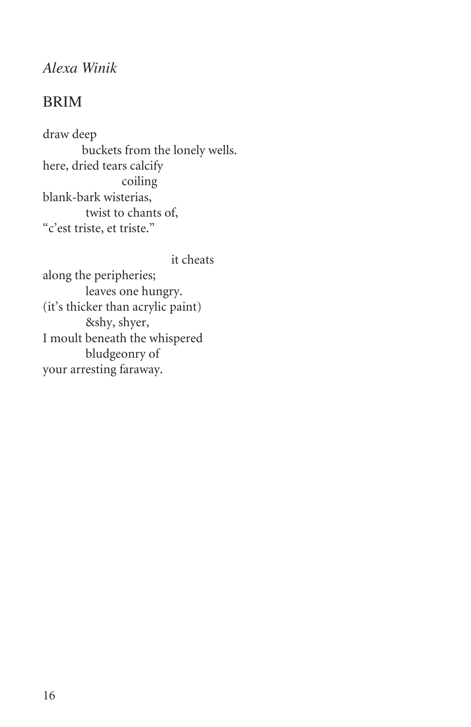*Alexa Winik*

## BRIM

draw deep
          buckets from the lonely wells.
here, dried tears calcify
                    coiling
blank-bark wisterias,
          twist to chants of,
"c'est triste, et triste."

                              it cheats
along the peripheries;
          leaves one hungry.
(it's thicker than acrylic paint)
          &shy, shyer,
I moult beneath the whispered
          bludgeonry of
your arresting faraway.